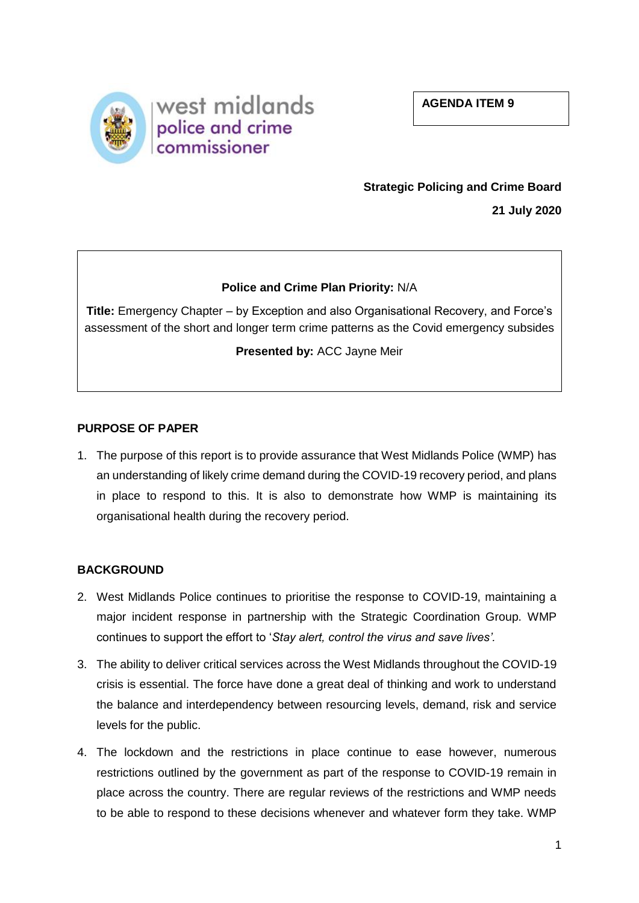west midlands police and crime commissioner

**AGENDA ITEM 9**

**Strategic Policing and Crime Board**

**21 July 2020**

**Police and Crime Plan Priority:** N/A

**Title:** Emergency Chapter – by Exception and also Organisational Recovery, and Force's assessment of the short and longer term crime patterns as the Covid emergency subsides

**Presented by:** ACC Jayne Meir

## PURPOSE OF PAPER

1. The purpose of this report is to provide assurance that West Midlands Police (WMP) has an understanding of likely crime demand during the COVID-19 recovery period, and plans in place to respond to this. It is also to demonstrate how WMP is maintaining its organisational health during the recovery period.

## BACKGROUND

2. West Midlands Police continues to prioritise the response to COVID-19, maintaining a major incident response in partnership with the Strategic Coordination Group. WMP continues to support the effort to '*Stay alert, control the virus and save lives'.*

3. The ability to deliver critical services across the West Midlands throughout the COVID-19 crisis is essential. The force have done a great deal of thinking and work to understand the balance and interdependency between resourcing levels, demand, risk and service levels for the public.

4. The lockdown and the restrictions in place continue to ease however, numerous restrictions outlined by the government as part of the response to COVID-19 remain in place across the country. There are regular reviews of the restrictions and WMP needs to be able to respond to these decisions whenever and whatever form they take. WMP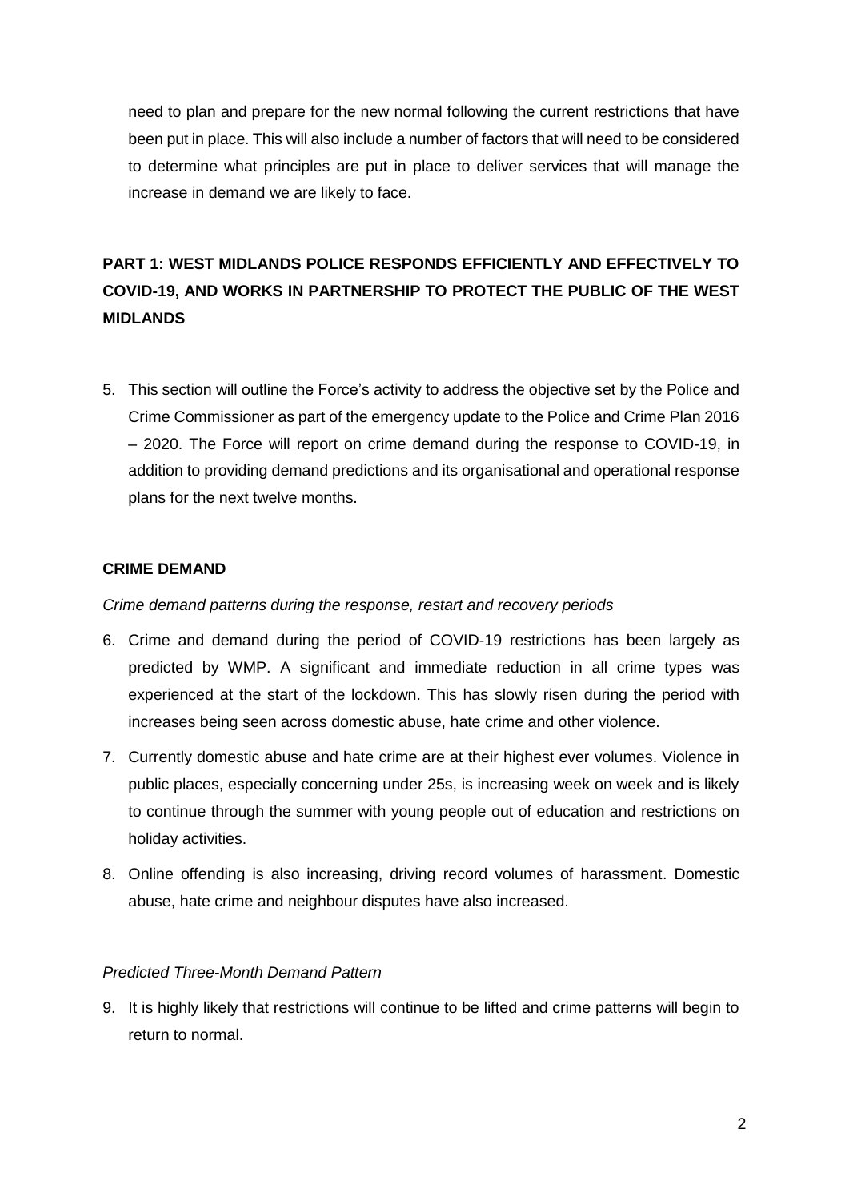need to plan and prepare for the new normal following the current restrictions that have been put in place. This will also include a number of factors that will need to be considered to determine what principles are put in place to deliver services that will manage the increase in demand we are likely to face.

## PART 1: WEST MIDLANDS POLICE RESPONDS EFFICIENTLY AND EFFECTIVELY TO COVID-19, AND WORKS IN PARTNERSHIP TO PROTECT THE PUBLIC OF THE WEST MIDLANDS

5. This section will outline the Force's activity to address the objective set by the Police and Crime Commissioner as part of the emergency update to the Police and Crime Plan 2016 – 2020. The Force will report on crime demand during the response to COVID-19, in addition to providing demand predictions and its organisational and operational response plans for the next twelve months.

### CRIME DEMAND

*Crime demand patterns during the response, restart and recovery periods*

6. Crime and demand during the period of COVID-19 restrictions has been largely as predicted by WMP. A significant and immediate reduction in all crime types was experienced at the start of the lockdown. This has slowly risen during the period with increases being seen across domestic abuse, hate crime and other violence.
7. Currently domestic abuse and hate crime are at their highest ever volumes. Violence in public places, especially concerning under 25s, is increasing week on week and is likely to continue through the summer with young people out of education and restrictions on holiday activities.
8. Online offending is also increasing, driving record volumes of harassment. Domestic abuse, hate crime and neighbour disputes have also increased.

*Predicted Three-Month Demand Pattern*

9. It is highly likely that restrictions will continue to be lifted and crime patterns will begin to return to normal.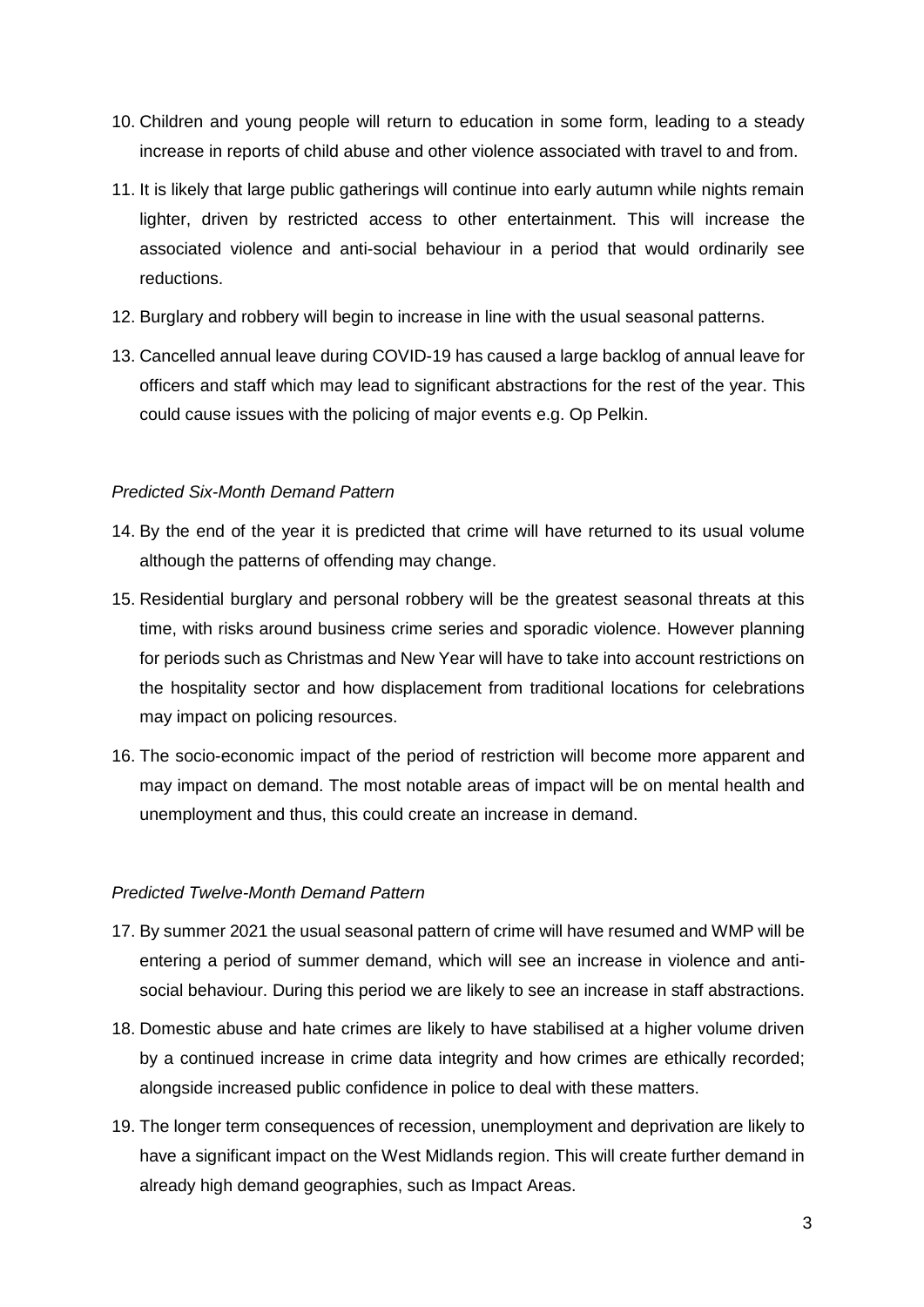10. Children and young people will return to education in some form, leading to a steady increase in reports of child abuse and other violence associated with travel to and from.
11. It is likely that large public gatherings will continue into early autumn while nights remain lighter, driven by restricted access to other entertainment. This will increase the associated violence and anti-social behaviour in a period that would ordinarily see reductions.
12. Burglary and robbery will begin to increase in line with the usual seasonal patterns.
13. Cancelled annual leave during COVID-19 has caused a large backlog of annual leave for officers and staff which may lead to significant abstractions for the rest of the year. This could cause issues with the policing of major events e.g. Op Pelkin.

*Predicted Six-Month Demand Pattern*

14. By the end of the year it is predicted that crime will have returned to its usual volume although the patterns of offending may change.
15. Residential burglary and personal robbery will be the greatest seasonal threats at this time, with risks around business crime series and sporadic violence. However planning for periods such as Christmas and New Year will have to take into account restrictions on the hospitality sector and how displacement from traditional locations for celebrations may impact on policing resources.
16. The socio-economic impact of the period of restriction will become more apparent and may impact on demand. The most notable areas of impact will be on mental health and unemployment and thus, this could create an increase in demand.

*Predicted Twelve-Month Demand Pattern*

17. By summer 2021 the usual seasonal pattern of crime will have resumed and WMP will be entering a period of summer demand, which will see an increase in violence and anti-social behaviour. During this period we are likely to see an increase in staff abstractions.
18. Domestic abuse and hate crimes are likely to have stabilised at a higher volume driven by a continued increase in crime data integrity and how crimes are ethically recorded; alongside increased public confidence in police to deal with these matters.
19. The longer term consequences of recession, unemployment and deprivation are likely to have a significant impact on the West Midlands region. This will create further demand in already high demand geographies, such as Impact Areas.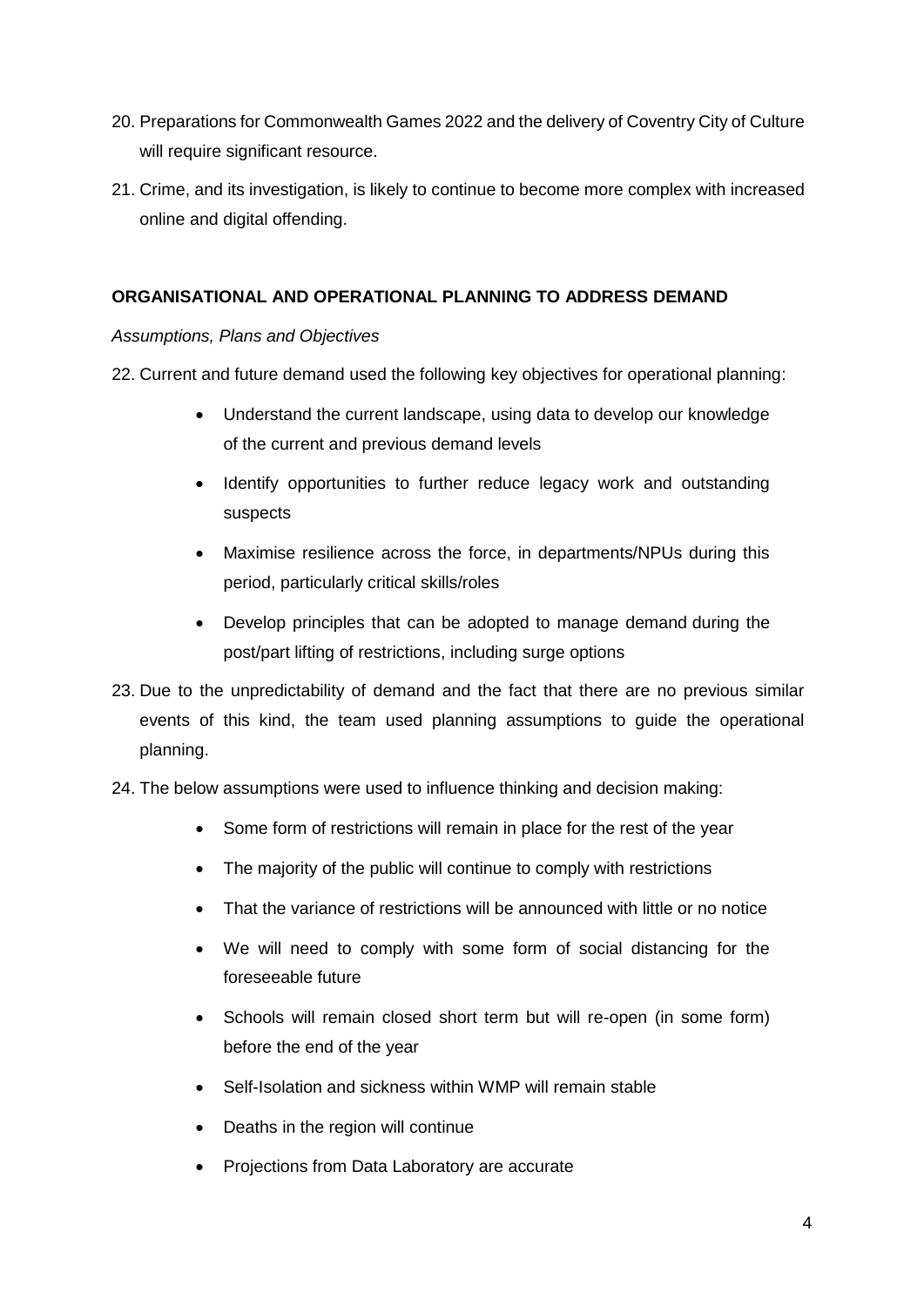20. Preparations for Commonwealth Games 2022 and the delivery of Coventry City of Culture will require significant resource.
21. Crime, and its investigation, is likely to continue to become more complex with increased online and digital offending.

**ORGANISATIONAL AND OPERATIONAL PLANNING TO ADDRESS DEMAND**

*Assumptions, Plans and Objectives*

22. Current and future demand used the following key objectives for operational planning:
    - Understand the current landscape, using data to develop our knowledge of the current and previous demand levels
    - Identify opportunities to further reduce legacy work and outstanding suspects
    - Maximise resilience across the force, in departments/NPUs during this period, particularly critical skills/roles
    - Develop principles that can be adopted to manage demand during the post/part lifting of restrictions, including surge options
23. Due to the unpredictability of demand and the fact that there are no previous similar events of this kind, the team used planning assumptions to guide the operational planning.
24. The below assumptions were used to influence thinking and decision making:
    - Some form of restrictions will remain in place for the rest of the year
    - The majority of the public will continue to comply with restrictions
    - That the variance of restrictions will be announced with little or no notice
    - We will need to comply with some form of social distancing for the foreseeable future
    - Schools will remain closed short term but will re-open (in some form) before the end of the year
    - Self-Isolation and sickness within WMP will remain stable
    - Deaths in the region will continue
    - Projections from Data Laboratory are accurate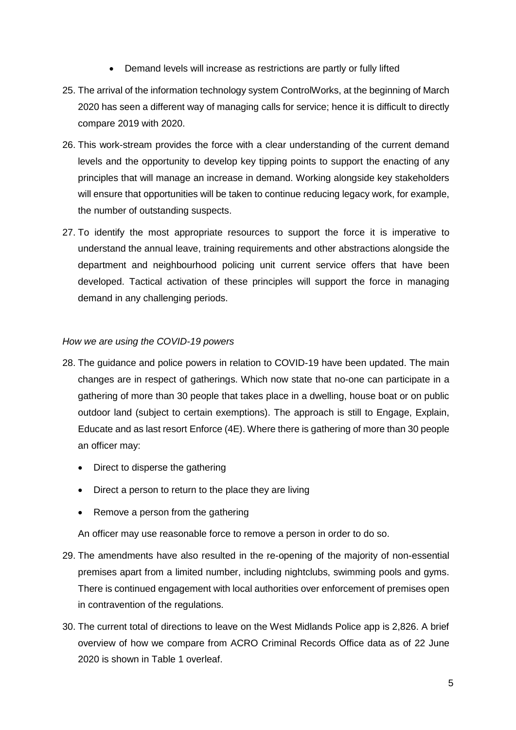- Demand levels will increase as restrictions are partly or fully lifted

25. The arrival of the information technology system ControlWorks, at the beginning of March 2020 has seen a different way of managing calls for service; hence it is difficult to directly compare 2019 with 2020.

26. This work-stream provides the force with a clear understanding of the current demand levels and the opportunity to develop key tipping points to support the enacting of any principles that will manage an increase in demand. Working alongside key stakeholders will ensure that opportunities will be taken to continue reducing legacy work, for example, the number of outstanding suspects.

27. To identify the most appropriate resources to support the force it is imperative to understand the annual leave, training requirements and other abstractions alongside the department and neighbourhood policing unit current service offers that have been developed. Tactical activation of these principles will support the force in managing demand in any challenging periods.

*How we are using the COVID-19 powers*

28. The guidance and police powers in relation to COVID-19 have been updated. The main changes are in respect of gatherings. Which now state that no-one can participate in a gathering of more than 30 people that takes place in a dwelling, house boat or on public outdoor land (subject to certain exemptions). The approach is still to Engage, Explain, Educate and as last resort Enforce (4E). Where there is gathering of more than 30 people an officer may:

    - Direct to disperse the gathering
    - Direct a person to return to the place they are living
    - Remove a person from the gathering

    An officer may use reasonable force to remove a person in order to do so.

29. The amendments have also resulted in the re-opening of the majority of non-essential premises apart from a limited number, including nightclubs, swimming pools and gyms. There is continued engagement with local authorities over enforcement of premises open in contravention of the regulations.

30. The current total of directions to leave on the West Midlands Police app is 2,826. A brief overview of how we compare from ACRO Criminal Records Office data as of 22 June 2020 is shown in Table 1 overleaf.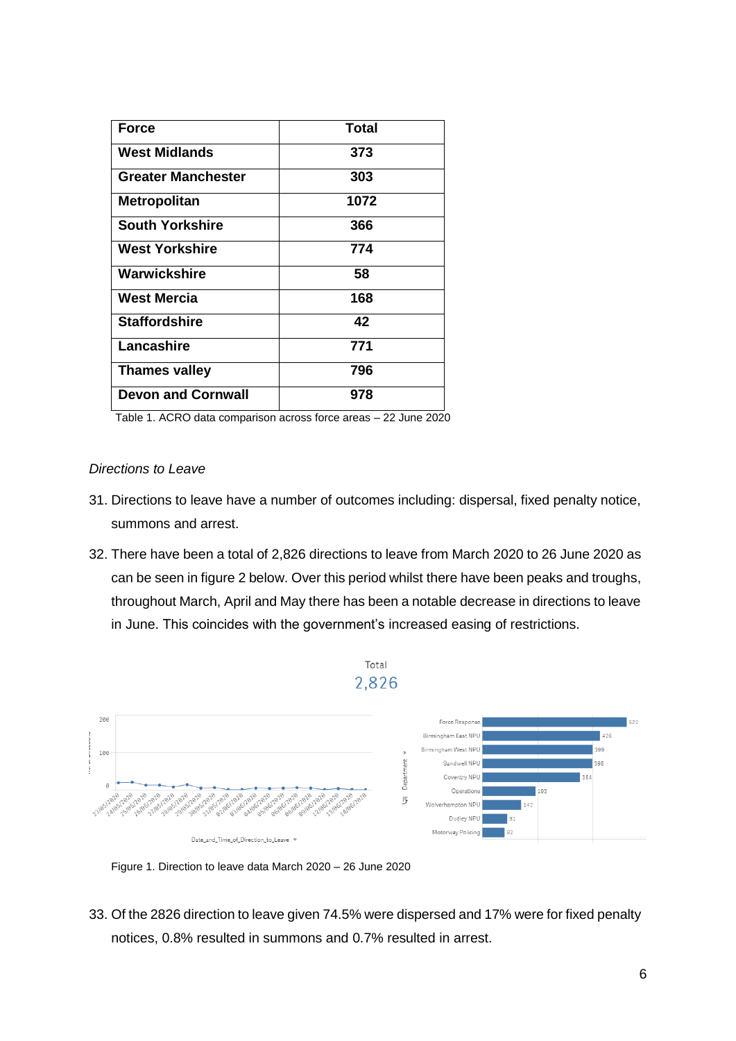| Force | Total |
|---|---|
| West Midlands | 373 |
| Greater Manchester | 303 |
| Metropolitan | 1072 |
| South Yorkshire | 366 |
| West Yorkshire | 774 |
| Warwickshire | 58 |
| West Mercia | 168 |
| Staffordshire | 42 |
| Lancashire | 771 |
| Thames valley | 796 |
| Devon and Cornwall | 978 |

Table 1. ACRO data comparison across force areas – 22 June 2020

*Directions to Leave*

31. Directions to leave have a number of outcomes including: dispersal, fixed penalty notice, summons and arrest.

32. There have been a total of 2,826 directions to leave from March 2020 to 26 June 2020 as can be seen in figure 2 below. Over this period whilst there have been peaks and troughs, throughout March, April and May there has been a notable decrease in directions to leave in June. This coincides with the government's increased easing of restrictions.

Figure 1. Direction to leave data March 2020 – 26 June 2020

33. Of the 2826 direction to leave given 74.5% were dispersed and 17% were for fixed penalty notices, 0.8% resulted in summons and 0.7% resulted in arrest.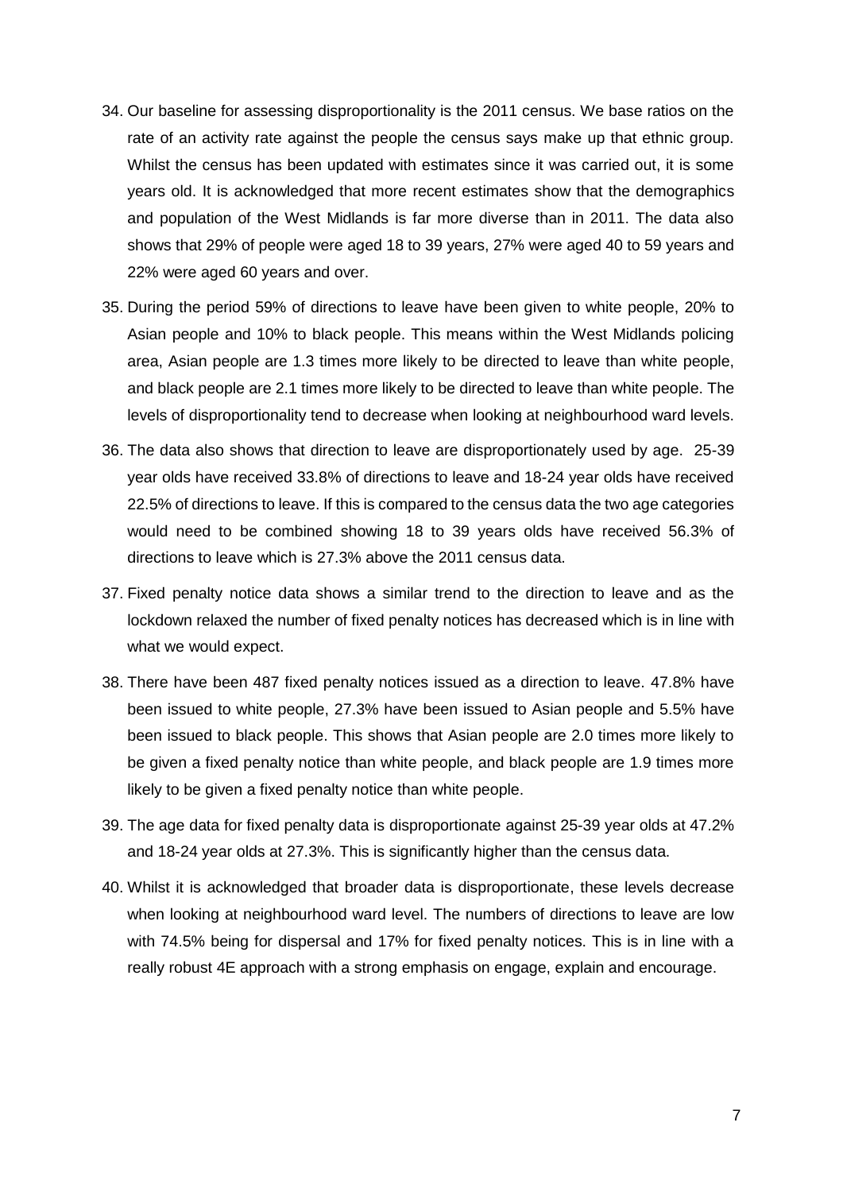34. Our baseline for assessing disproportionality is the 2011 census. We base ratios on the rate of an activity rate against the people the census says make up that ethnic group. Whilst the census has been updated with estimates since it was carried out, it is some years old. It is acknowledged that more recent estimates show that the demographics and population of the West Midlands is far more diverse than in 2011. The data also shows that 29% of people were aged 18 to 39 years, 27% were aged 40 to 59 years and 22% were aged 60 years and over.

35. During the period 59% of directions to leave have been given to white people, 20% to Asian people and 10% to black people. This means within the West Midlands policing area, Asian people are 1.3 times more likely to be directed to leave than white people, and black people are 2.1 times more likely to be directed to leave than white people. The levels of disproportionality tend to decrease when looking at neighbourhood ward levels.

36. The data also shows that direction to leave are disproportionately used by age. 25-39 year olds have received 33.8% of directions to leave and 18-24 year olds have received 22.5% of directions to leave. If this is compared to the census data the two age categories would need to be combined showing 18 to 39 years olds have received 56.3% of directions to leave which is 27.3% above the 2011 census data.

37. Fixed penalty notice data shows a similar trend to the direction to leave and as the lockdown relaxed the number of fixed penalty notices has decreased which is in line with what we would expect.

38. There have been 487 fixed penalty notices issued as a direction to leave. 47.8% have been issued to white people, 27.3% have been issued to Asian people and 5.5% have been issued to black people. This shows that Asian people are 2.0 times more likely to be given a fixed penalty notice than white people, and black people are 1.9 times more likely to be given a fixed penalty notice than white people.

39. The age data for fixed penalty data is disproportionate against 25-39 year olds at 47.2% and 18-24 year olds at 27.3%. This is significantly higher than the census data.

40. Whilst it is acknowledged that broader data is disproportionate, these levels decrease when looking at neighbourhood ward level. The numbers of directions to leave are low with 74.5% being for dispersal and 17% for fixed penalty notices. This is in line with a really robust 4E approach with a strong emphasis on engage, explain and encourage.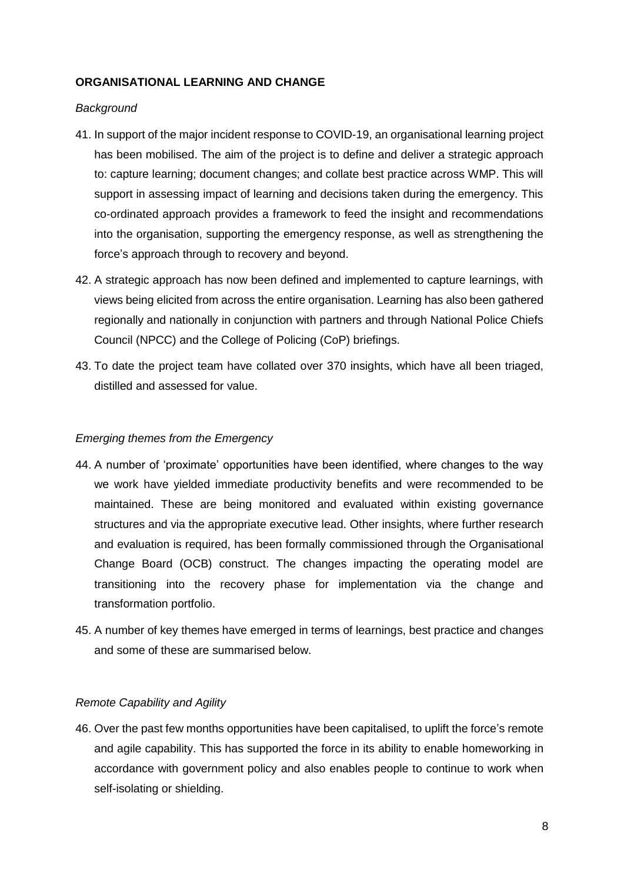**ORGANISATIONAL LEARNING AND CHANGE**

*Background*

41. In support of the major incident response to COVID-19, an organisational learning project has been mobilised. The aim of the project is to define and deliver a strategic approach to: capture learning; document changes; and collate best practice across WMP. This will support in assessing impact of learning and decisions taken during the emergency. This co-ordinated approach provides a framework to feed the insight and recommendations into the organisation, supporting the emergency response, as well as strengthening the force's approach through to recovery and beyond.

42. A strategic approach has now been defined and implemented to capture learnings, with views being elicited from across the entire organisation. Learning has also been gathered regionally and nationally in conjunction with partners and through National Police Chiefs Council (NPCC) and the College of Policing (CoP) briefings.

43. To date the project team have collated over 370 insights, which have all been triaged, distilled and assessed for value.

*Emerging themes from the Emergency*

44. A number of 'proximate' opportunities have been identified, where changes to the way we work have yielded immediate productivity benefits and were recommended to be maintained. These are being monitored and evaluated within existing governance structures and via the appropriate executive lead. Other insights, where further research and evaluation is required, has been formally commissioned through the Organisational Change Board (OCB) construct. The changes impacting the operating model are transitioning into the recovery phase for implementation via the change and transformation portfolio.

45. A number of key themes have emerged in terms of learnings, best practice and changes and some of these are summarised below.

*Remote Capability and Agility*

46. Over the past few months opportunities have been capitalised, to uplift the force's remote and agile capability. This has supported the force in its ability to enable homeworking in accordance with government policy and also enables people to continue to work when self-isolating or shielding.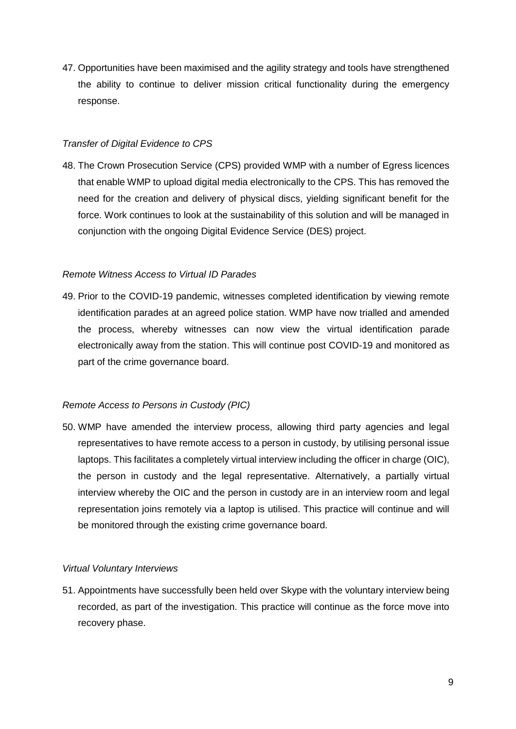47. Opportunities have been maximised and the agility strategy and tools have strengthened the ability to continue to deliver mission critical functionality during the emergency response.

*Transfer of Digital Evidence to CPS*

48. The Crown Prosecution Service (CPS) provided WMP with a number of Egress licences that enable WMP to upload digital media electronically to the CPS. This has removed the need for the creation and delivery of physical discs, yielding significant benefit for the force. Work continues to look at the sustainability of this solution and will be managed in conjunction with the ongoing Digital Evidence Service (DES) project.

*Remote Witness Access to Virtual ID Parades*

49. Prior to the COVID-19 pandemic, witnesses completed identification by viewing remote identification parades at an agreed police station. WMP have now trialled and amended the process, whereby witnesses can now view the virtual identification parade electronically away from the station. This will continue post COVID-19 and monitored as part of the crime governance board.

*Remote Access to Persons in Custody (PIC)*

50. WMP have amended the interview process, allowing third party agencies and legal representatives to have remote access to a person in custody, by utilising personal issue laptops. This facilitates a completely virtual interview including the officer in charge (OIC), the person in custody and the legal representative. Alternatively, a partially virtual interview whereby the OIC and the person in custody are in an interview room and legal representation joins remotely via a laptop is utilised. This practice will continue and will be monitored through the existing crime governance board.

*Virtual Voluntary Interviews*

51. Appointments have successfully been held over Skype with the voluntary interview being recorded, as part of the investigation. This practice will continue as the force move into recovery phase.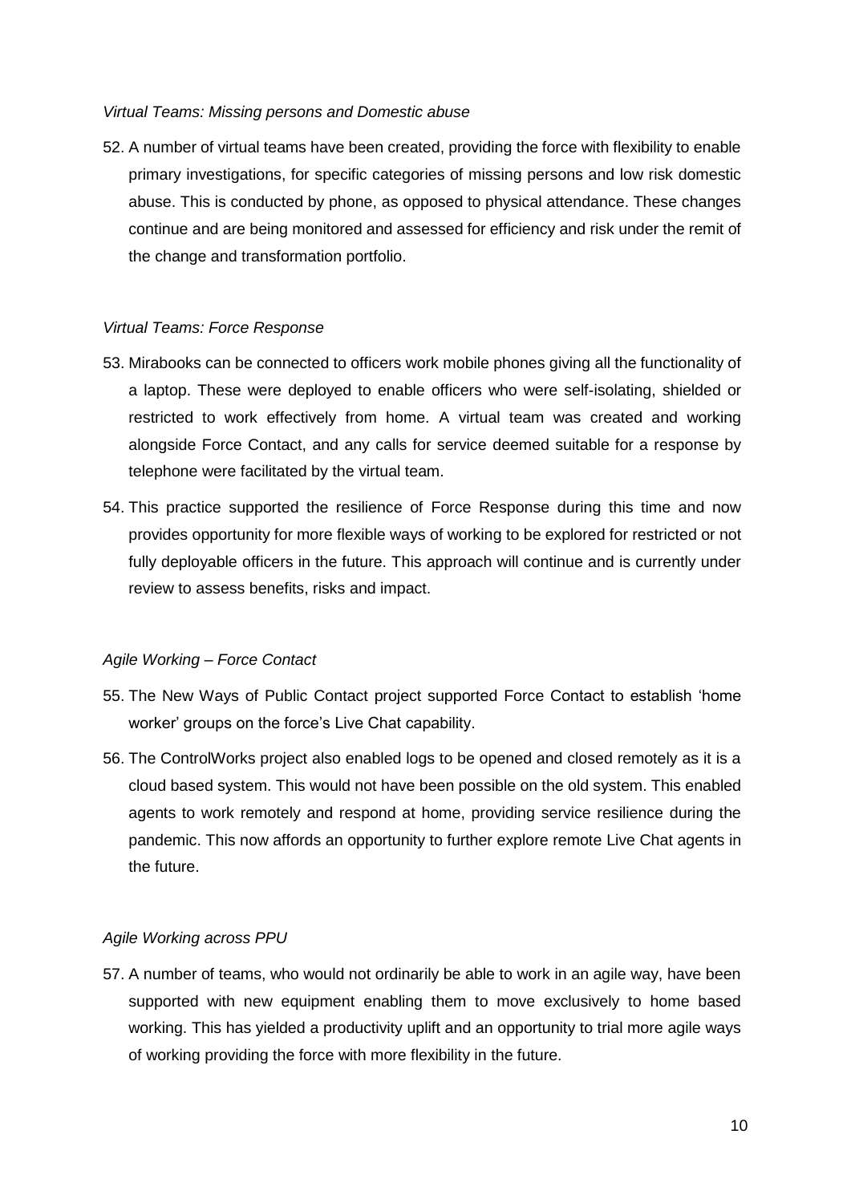*Virtual Teams: Missing persons and Domestic abuse*

52. A number of virtual teams have been created, providing the force with flexibility to enable primary investigations, for specific categories of missing persons and low risk domestic abuse. This is conducted by phone, as opposed to physical attendance. These changes continue and are being monitored and assessed for efficiency and risk under the remit of the change and transformation portfolio.

*Virtual Teams: Force Response*

53. Mirabooks can be connected to officers work mobile phones giving all the functionality of a laptop. These were deployed to enable officers who were self-isolating, shielded or restricted to work effectively from home. A virtual team was created and working alongside Force Contact, and any calls for service deemed suitable for a response by telephone were facilitated by the virtual team.

54. This practice supported the resilience of Force Response during this time and now provides opportunity for more flexible ways of working to be explored for restricted or not fully deployable officers in the future. This approach will continue and is currently under review to assess benefits, risks and impact.

*Agile Working – Force Contact*

55. The New Ways of Public Contact project supported Force Contact to establish 'home worker' groups on the force's Live Chat capability.

56. The ControlWorks project also enabled logs to be opened and closed remotely as it is a cloud based system. This would not have been possible on the old system. This enabled agents to work remotely and respond at home, providing service resilience during the pandemic. This now affords an opportunity to further explore remote Live Chat agents in the future.

*Agile Working across PPU*

57. A number of teams, who would not ordinarily be able to work in an agile way, have been supported with new equipment enabling them to move exclusively to home based working. This has yielded a productivity uplift and an opportunity to trial more agile ways of working providing the force with more flexibility in the future.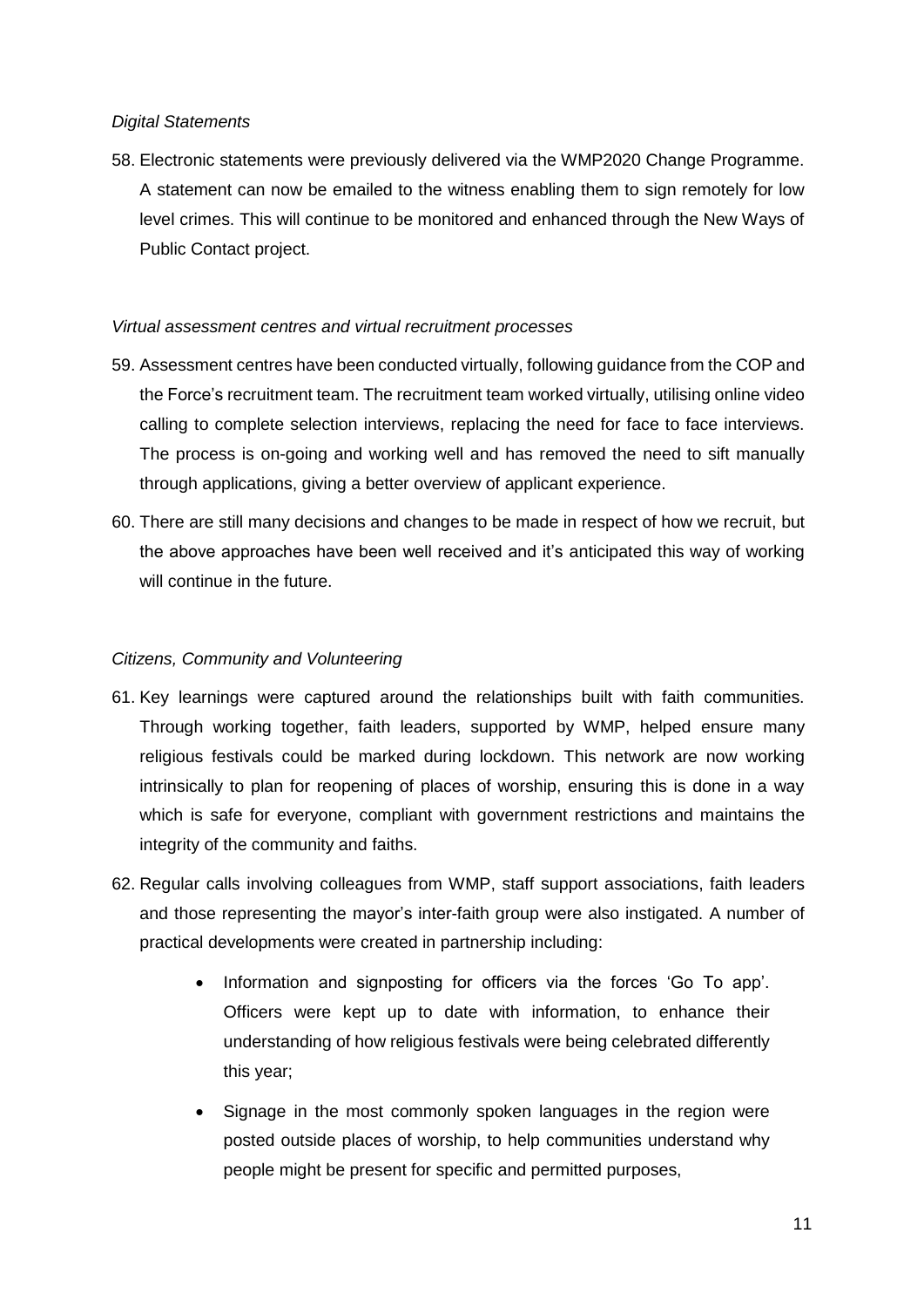*Digital Statements*

58. Electronic statements were previously delivered via the WMP2020 Change Programme. A statement can now be emailed to the witness enabling them to sign remotely for low level crimes. This will continue to be monitored and enhanced through the New Ways of Public Contact project.

*Virtual assessment centres and virtual recruitment processes*

59. Assessment centres have been conducted virtually, following guidance from the COP and the Force's recruitment team. The recruitment team worked virtually, utilising online video calling to complete selection interviews, replacing the need for face to face interviews. The process is on-going and working well and has removed the need to sift manually through applications, giving a better overview of applicant experience.

60. There are still many decisions and changes to be made in respect of how we recruit, but the above approaches have been well received and it's anticipated this way of working will continue in the future.

*Citizens, Community and Volunteering*

61. Key learnings were captured around the relationships built with faith communities. Through working together, faith leaders, supported by WMP, helped ensure many religious festivals could be marked during lockdown. This network are now working intrinsically to plan for reopening of places of worship, ensuring this is done in a way which is safe for everyone, compliant with government restrictions and maintains the integrity of the community and faiths.

62. Regular calls involving colleagues from WMP, staff support associations, faith leaders and those representing the mayor's inter-faith group were also instigated. A number of practical developments were created in partnership including:

    - Information and signposting for officers via the forces 'Go To app'. Officers were kept up to date with information, to enhance their understanding of how religious festivals were being celebrated differently this year;
    - Signage in the most commonly spoken languages in the region were posted outside places of worship, to help communities understand why people might be present for specific and permitted purposes,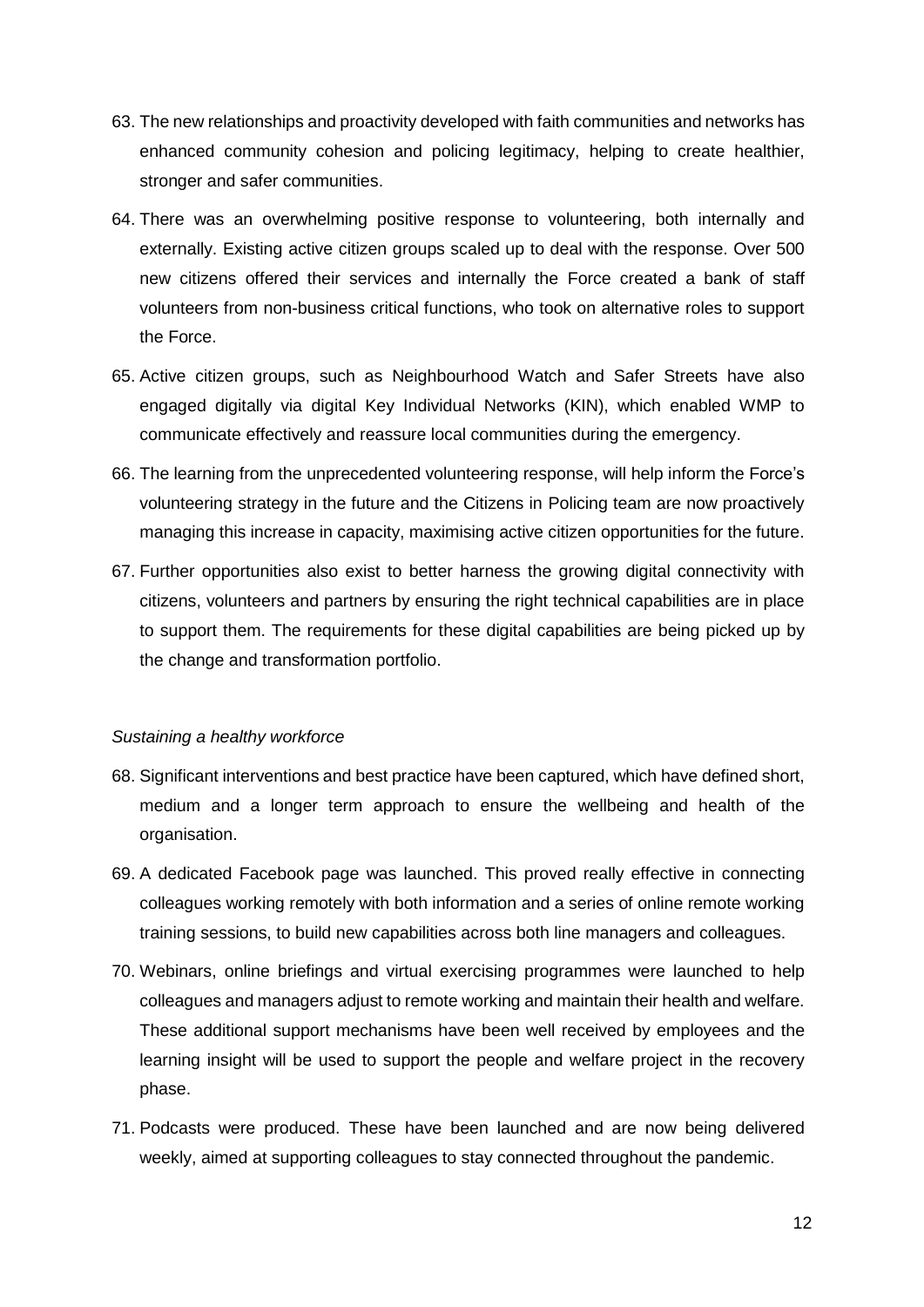63. The new relationships and proactivity developed with faith communities and networks has enhanced community cohesion and policing legitimacy, helping to create healthier, stronger and safer communities.

64. There was an overwhelming positive response to volunteering, both internally and externally. Existing active citizen groups scaled up to deal with the response. Over 500 new citizens offered their services and internally the Force created a bank of staff volunteers from non-business critical functions, who took on alternative roles to support the Force.

65. Active citizen groups, such as Neighbourhood Watch and Safer Streets have also engaged digitally via digital Key Individual Networks (KIN), which enabled WMP to communicate effectively and reassure local communities during the emergency.

66. The learning from the unprecedented volunteering response, will help inform the Force's volunteering strategy in the future and the Citizens in Policing team are now proactively managing this increase in capacity, maximising active citizen opportunities for the future.

67. Further opportunities also exist to better harness the growing digital connectivity with citizens, volunteers and partners by ensuring the right technical capabilities are in place to support them. The requirements for these digital capabilities are being picked up by the change and transformation portfolio.

*Sustaining a healthy workforce*

68. Significant interventions and best practice have been captured, which have defined short, medium and a longer term approach to ensure the wellbeing and health of the organisation.

69. A dedicated Facebook page was launched. This proved really effective in connecting colleagues working remotely with both information and a series of online remote working training sessions, to build new capabilities across both line managers and colleagues.

70. Webinars, online briefings and virtual exercising programmes were launched to help colleagues and managers adjust to remote working and maintain their health and welfare. These additional support mechanisms have been well received by employees and the learning insight will be used to support the people and welfare project in the recovery phase.

71. Podcasts were produced. These have been launched and are now being delivered weekly, aimed at supporting colleagues to stay connected throughout the pandemic.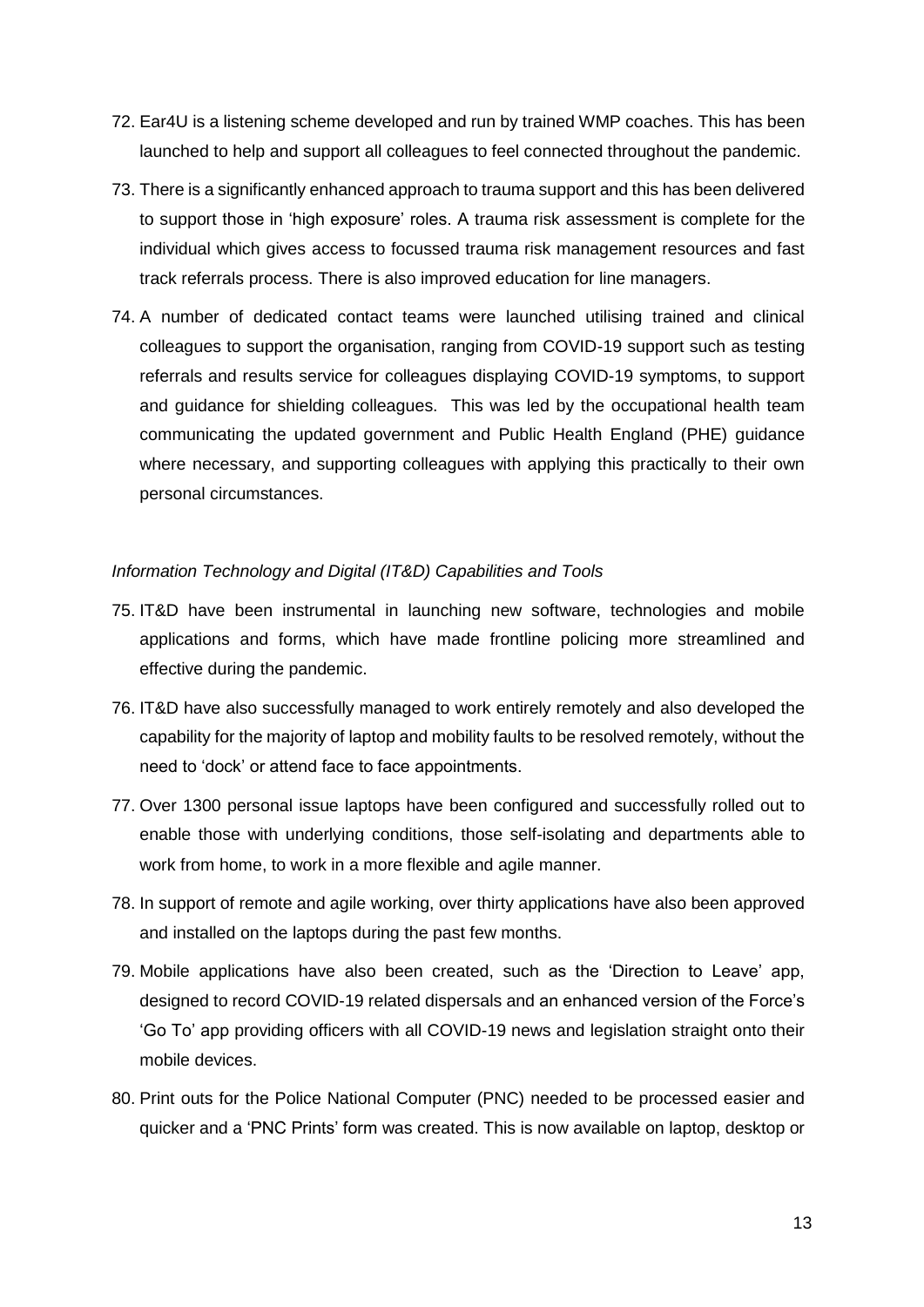72. Ear4U is a listening scheme developed and run by trained WMP coaches. This has been launched to help and support all colleagues to feel connected throughout the pandemic.

73. There is a significantly enhanced approach to trauma support and this has been delivered to support those in 'high exposure' roles. A trauma risk assessment is complete for the individual which gives access to focussed trauma risk management resources and fast track referrals process. There is also improved education for line managers.

74. A number of dedicated contact teams were launched utilising trained and clinical colleagues to support the organisation, ranging from COVID-19 support such as testing referrals and results service for colleagues displaying COVID-19 symptoms, to support and guidance for shielding colleagues. This was led by the occupational health team communicating the updated government and Public Health England (PHE) guidance where necessary, and supporting colleagues with applying this practically to their own personal circumstances.

*Information Technology and Digital (IT&D) Capabilities and Tools*

75. IT&D have been instrumental in launching new software, technologies and mobile applications and forms, which have made frontline policing more streamlined and effective during the pandemic.

76. IT&D have also successfully managed to work entirely remotely and also developed the capability for the majority of laptop and mobility faults to be resolved remotely, without the need to 'dock' or attend face to face appointments.

77. Over 1300 personal issue laptops have been configured and successfully rolled out to enable those with underlying conditions, those self-isolating and departments able to work from home, to work in a more flexible and agile manner.

78. In support of remote and agile working, over thirty applications have also been approved and installed on the laptops during the past few months.

79. Mobile applications have also been created, such as the 'Direction to Leave' app, designed to record COVID-19 related dispersals and an enhanced version of the Force's 'Go To' app providing officers with all COVID-19 news and legislation straight onto their mobile devices.

80. Print outs for the Police National Computer (PNC) needed to be processed easier and quicker and a 'PNC Prints' form was created. This is now available on laptop, desktop or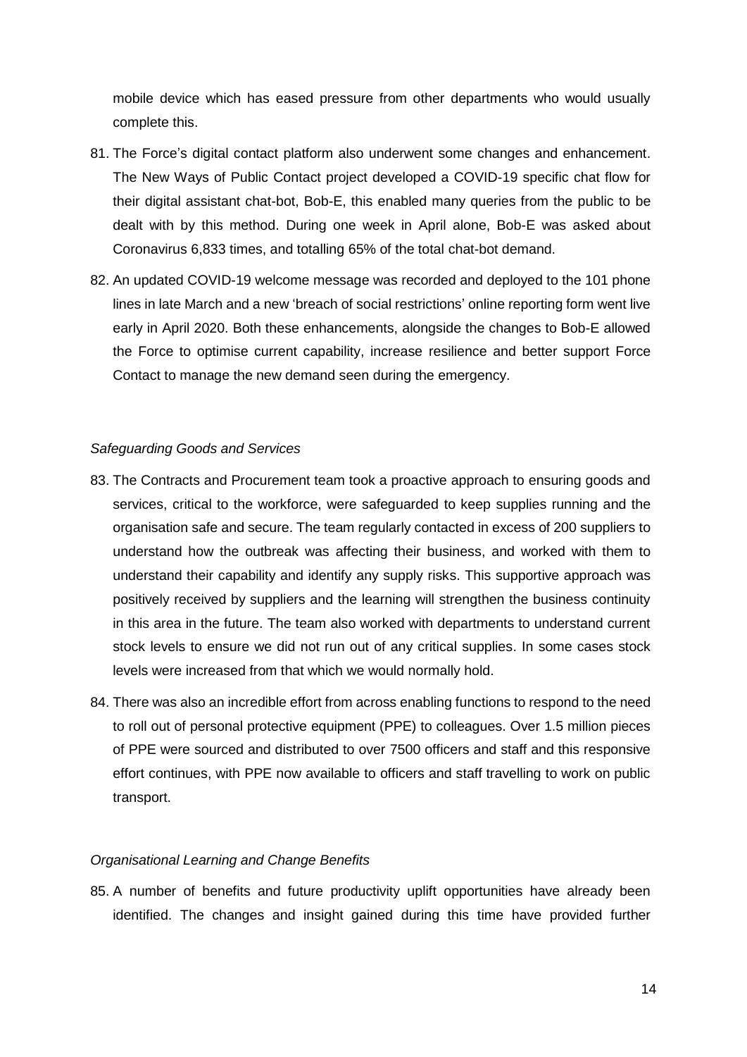mobile device which has eased pressure from other departments who would usually complete this.

81. The Force's digital contact platform also underwent some changes and enhancement. The New Ways of Public Contact project developed a COVID-19 specific chat flow for their digital assistant chat-bot, Bob-E, this enabled many queries from the public to be dealt with by this method. During one week in April alone, Bob-E was asked about Coronavirus 6,833 times, and totalling 65% of the total chat-bot demand.

82. An updated COVID-19 welcome message was recorded and deployed to the 101 phone lines in late March and a new 'breach of social restrictions' online reporting form went live early in April 2020. Both these enhancements, alongside the changes to Bob-E allowed the Force to optimise current capability, increase resilience and better support Force Contact to manage the new demand seen during the emergency.

*Safeguarding Goods and Services*

83. The Contracts and Procurement team took a proactive approach to ensuring goods and services, critical to the workforce, were safeguarded to keep supplies running and the organisation safe and secure. The team regularly contacted in excess of 200 suppliers to understand how the outbreak was affecting their business, and worked with them to understand their capability and identify any supply risks. This supportive approach was positively received by suppliers and the learning will strengthen the business continuity in this area in the future. The team also worked with departments to understand current stock levels to ensure we did not run out of any critical supplies. In some cases stock levels were increased from that which we would normally hold.

84. There was also an incredible effort from across enabling functions to respond to the need to roll out of personal protective equipment (PPE) to colleagues. Over 1.5 million pieces of PPE were sourced and distributed to over 7500 officers and staff and this responsive effort continues, with PPE now available to officers and staff travelling to work on public transport.

*Organisational Learning and Change Benefits*

85. A number of benefits and future productivity uplift opportunities have already been identified. The changes and insight gained during this time have provided further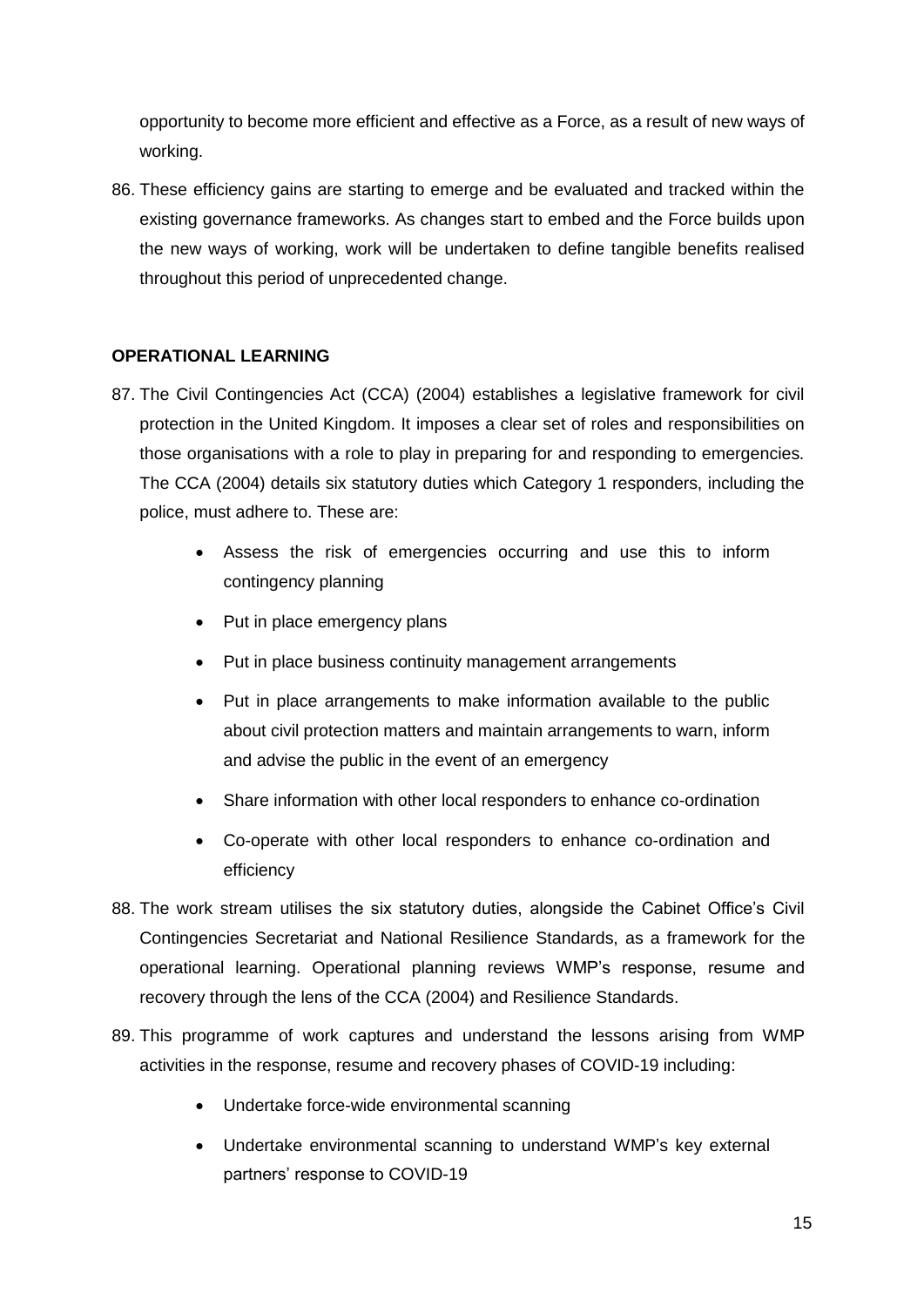opportunity to become more efficient and effective as a Force, as a result of new ways of working.

86. These efficiency gains are starting to emerge and be evaluated and tracked within the existing governance frameworks. As changes start to embed and the Force builds upon the new ways of working, work will be undertaken to define tangible benefits realised throughout this period of unprecedented change.

**OPERATIONAL LEARNING**

87. The Civil Contingencies Act (CCA) (2004) establishes a legislative framework for civil protection in the United Kingdom. It imposes a clear set of roles and responsibilities on those organisations with a role to play in preparing for and responding to emergencies. The CCA (2004) details six statutory duties which Category 1 responders, including the police, must adhere to. These are:

    - Assess the risk of emergencies occurring and use this to inform contingency planning
    - Put in place emergency plans
    - Put in place business continuity management arrangements
    - Put in place arrangements to make information available to the public about civil protection matters and maintain arrangements to warn, inform and advise the public in the event of an emergency
    - Share information with other local responders to enhance co-ordination
    - Co-operate with other local responders to enhance co-ordination and efficiency

88. The work stream utilises the six statutory duties, alongside the Cabinet Office's Civil Contingencies Secretariat and National Resilience Standards, as a framework for the operational learning. Operational planning reviews WMP's response, resume and recovery through the lens of the CCA (2004) and Resilience Standards.

89. This programme of work captures and understand the lessons arising from WMP activities in the response, resume and recovery phases of COVID-19 including:

    - Undertake force-wide environmental scanning
    - Undertake environmental scanning to understand WMP's key external partners' response to COVID-19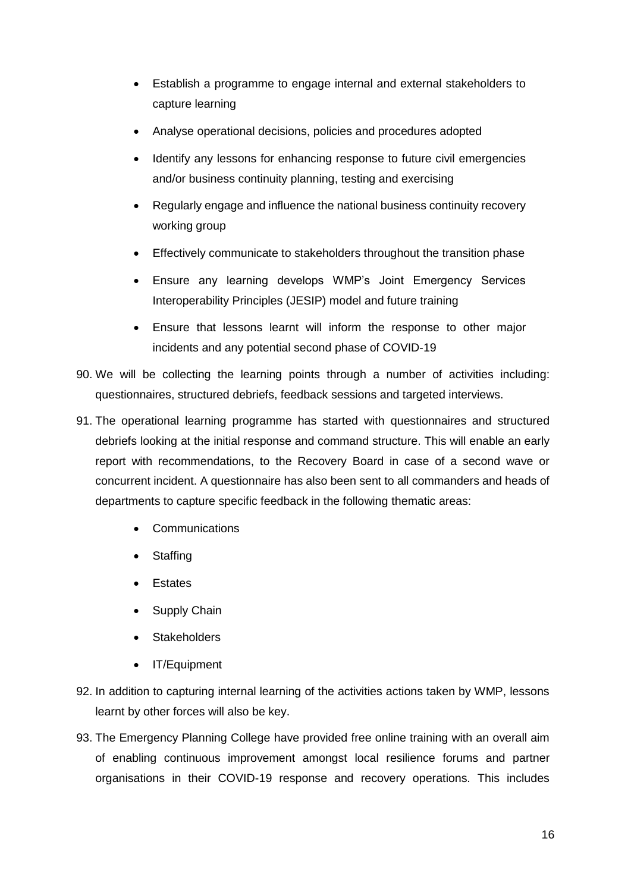- Establish a programme to engage internal and external stakeholders to capture learning
- Analyse operational decisions, policies and procedures adopted
- Identify any lessons for enhancing response to future civil emergencies and/or business continuity planning, testing and exercising
- Regularly engage and influence the national business continuity recovery working group
- Effectively communicate to stakeholders throughout the transition phase
- Ensure any learning develops WMP's Joint Emergency Services Interoperability Principles (JESIP) model and future training
- Ensure that lessons learnt will inform the response to other major incidents and any potential second phase of COVID-19

90. We will be collecting the learning points through a number of activities including: questionnaires, structured debriefs, feedback sessions and targeted interviews.

91. The operational learning programme has started with questionnaires and structured debriefs looking at the initial response and command structure. This will enable an early report with recommendations, to the Recovery Board in case of a second wave or concurrent incident. A questionnaire has also been sent to all commanders and heads of departments to capture specific feedback in the following thematic areas:

    - Communications
    - Staffing
    - Estates
    - Supply Chain
    - Stakeholders
    - IT/Equipment

92. In addition to capturing internal learning of the activities actions taken by WMP, lessons learnt by other forces will also be key.

93. The Emergency Planning College have provided free online training with an overall aim of enabling continuous improvement amongst local resilience forums and partner organisations in their COVID-19 response and recovery operations. This includes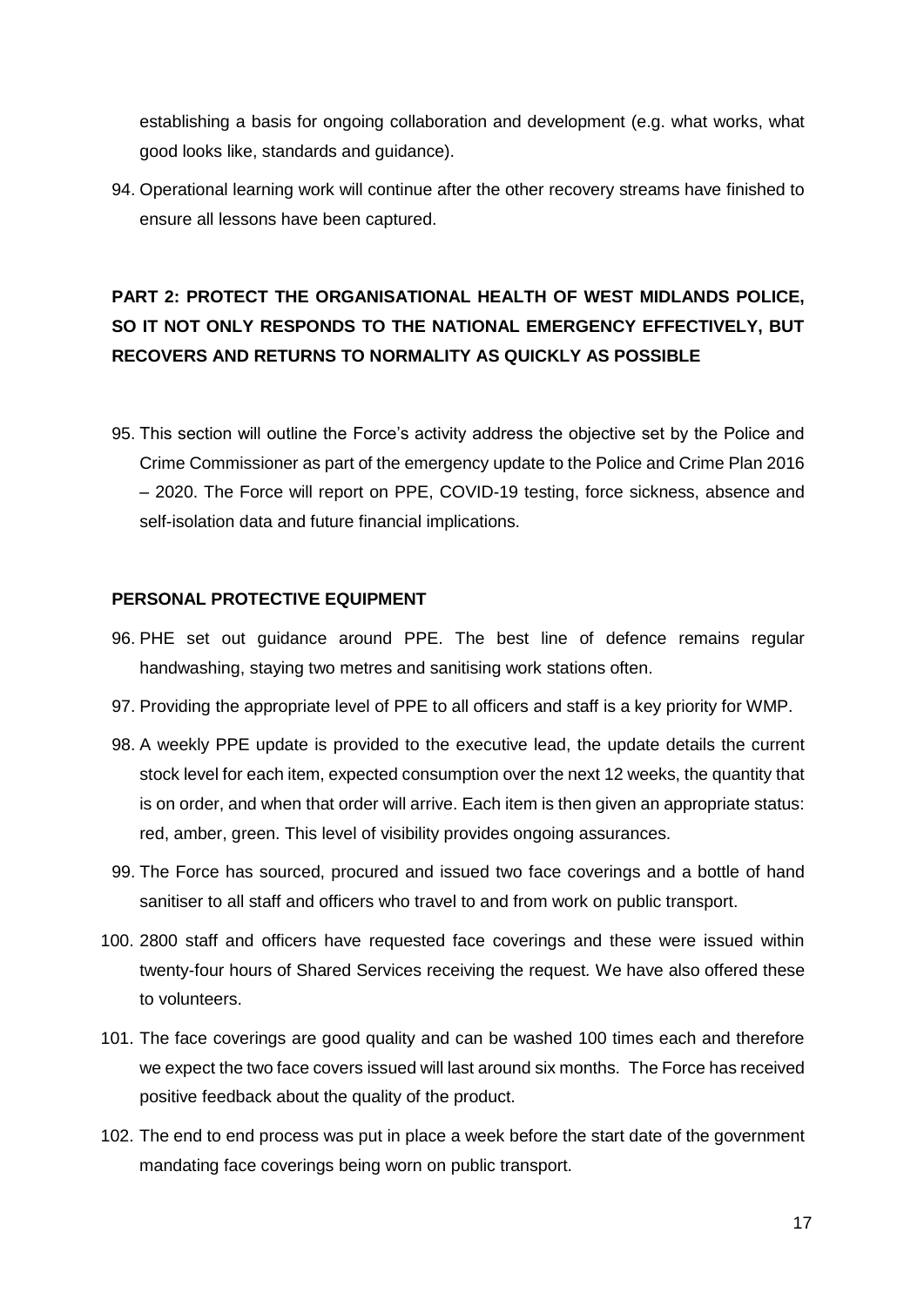establishing a basis for ongoing collaboration and development (e.g. what works, what good looks like, standards and guidance).

94. Operational learning work will continue after the other recovery streams have finished to ensure all lessons have been captured.

## PART 2: PROTECT THE ORGANISATIONAL HEALTH OF WEST MIDLANDS POLICE, SO IT NOT ONLY RESPONDS TO THE NATIONAL EMERGENCY EFFECTIVELY, BUT RECOVERS AND RETURNS TO NORMALITY AS QUICKLY AS POSSIBLE

95. This section will outline the Force's activity address the objective set by the Police and Crime Commissioner as part of the emergency update to the Police and Crime Plan 2016 – 2020. The Force will report on PPE, COVID-19 testing, force sickness, absence and self-isolation data and future financial implications.

### PERSONAL PROTECTIVE EQUIPMENT

96. PHE set out guidance around PPE. The best line of defence remains regular handwashing, staying two metres and sanitising work stations often.
97. Providing the appropriate level of PPE to all officers and staff is a key priority for WMP.
98. A weekly PPE update is provided to the executive lead, the update details the current stock level for each item, expected consumption over the next 12 weeks, the quantity that is on order, and when that order will arrive. Each item is then given an appropriate status: red, amber, green. This level of visibility provides ongoing assurances.
99. The Force has sourced, procured and issued two face coverings and a bottle of hand sanitiser to all staff and officers who travel to and from work on public transport.
100. 2800 staff and officers have requested face coverings and these were issued within twenty-four hours of Shared Services receiving the request. We have also offered these to volunteers.
101. The face coverings are good quality and can be washed 100 times each and therefore we expect the two face covers issued will last around six months. The Force has received positive feedback about the quality of the product.
102. The end to end process was put in place a week before the start date of the government mandating face coverings being worn on public transport.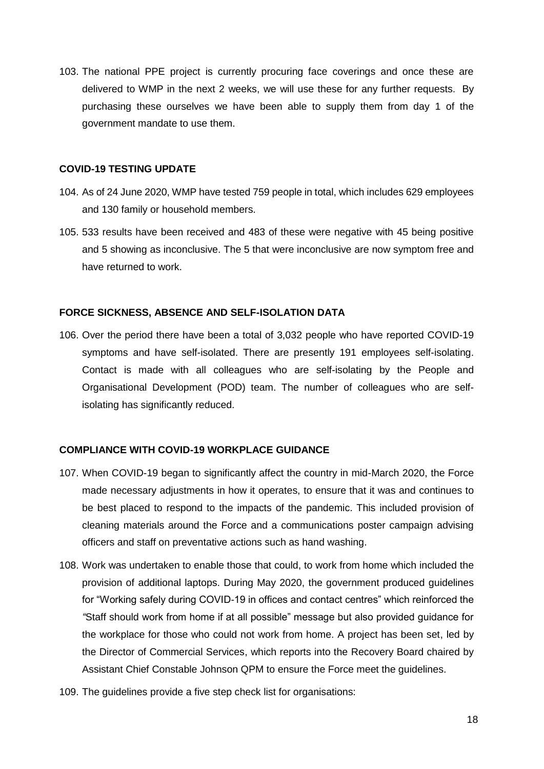103. The national PPE project is currently procuring face coverings and once these are delivered to WMP in the next 2 weeks, we will use these for any further requests. By purchasing these ourselves we have been able to supply them from day 1 of the government mandate to use them.

## COVID-19 TESTING UPDATE

104. As of 24 June 2020, WMP have tested 759 people in total, which includes 629 employees and 130 family or household members.

105. 533 results have been received and 483 of these were negative with 45 being positive and 5 showing as inconclusive. The 5 that were inconclusive are now symptom free and have returned to work.

## FORCE SICKNESS, ABSENCE AND SELF-ISOLATION DATA

106. Over the period there have been a total of 3,032 people who have reported COVID-19 symptoms and have self-isolated. There are presently 191 employees self-isolating. Contact is made with all colleagues who are self-isolating by the People and Organisational Development (POD) team. The number of colleagues who are self-isolating has significantly reduced.

## COMPLIANCE WITH COVID-19 WORKPLACE GUIDANCE

107. When COVID-19 began to significantly affect the country in mid-March 2020, the Force made necessary adjustments in how it operates, to ensure that it was and continues to be best placed to respond to the impacts of the pandemic. This included provision of cleaning materials around the Force and a communications poster campaign advising officers and staff on preventative actions such as hand washing.

108. Work was undertaken to enable those that could, to work from home which included the provision of additional laptops. During May 2020, the government produced guidelines for "Working safely during COVID-19 in offices and contact centres" which reinforced the *"*Staff should work from home if at all possible" message but also provided guidance for the workplace for those who could not work from home. A project has been set, led by the Director of Commercial Services, which reports into the Recovery Board chaired by Assistant Chief Constable Johnson QPM to ensure the Force meet the guidelines.

109. The guidelines provide a five step check list for organisations: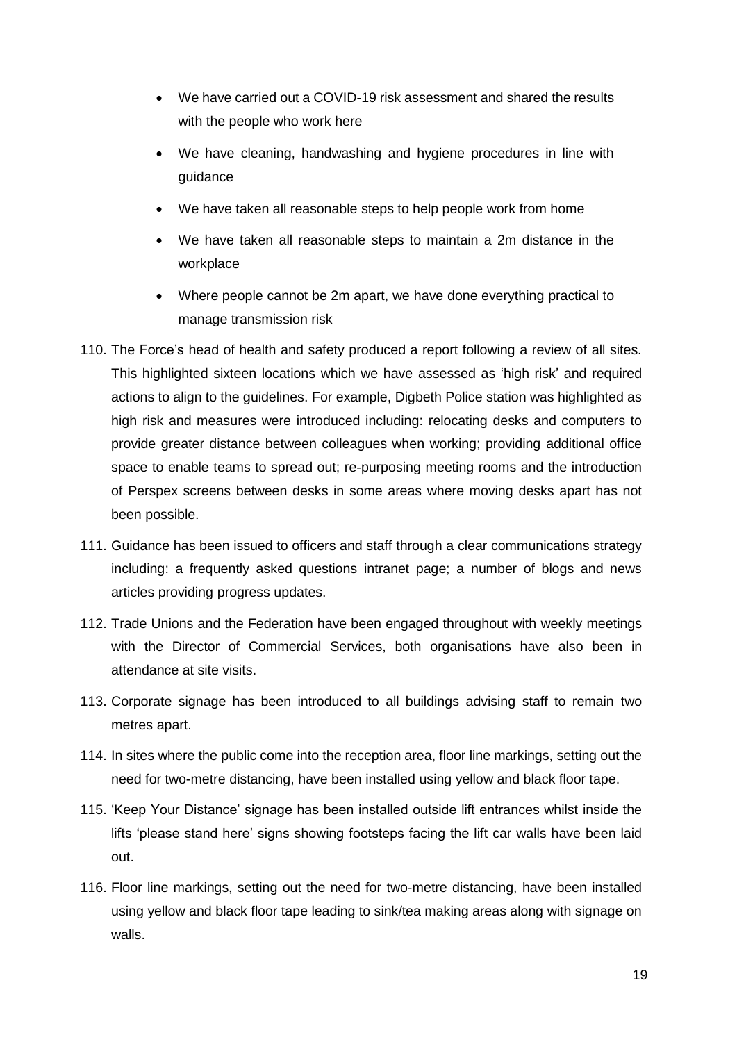- We have carried out a COVID-19 risk assessment and shared the results with the people who work here
- We have cleaning, handwashing and hygiene procedures in line with guidance
- We have taken all reasonable steps to help people work from home
- We have taken all reasonable steps to maintain a 2m distance in the workplace
- Where people cannot be 2m apart, we have done everything practical to manage transmission risk

110. The Force's head of health and safety produced a report following a review of all sites. This highlighted sixteen locations which we have assessed as 'high risk' and required actions to align to the guidelines. For example, Digbeth Police station was highlighted as high risk and measures were introduced including: relocating desks and computers to provide greater distance between colleagues when working; providing additional office space to enable teams to spread out; re-purposing meeting rooms and the introduction of Perspex screens between desks in some areas where moving desks apart has not been possible.

111. Guidance has been issued to officers and staff through a clear communications strategy including: a frequently asked questions intranet page; a number of blogs and news articles providing progress updates.

112. Trade Unions and the Federation have been engaged throughout with weekly meetings with the Director of Commercial Services, both organisations have also been in attendance at site visits.

113. Corporate signage has been introduced to all buildings advising staff to remain two metres apart.

114. In sites where the public come into the reception area, floor line markings, setting out the need for two-metre distancing, have been installed using yellow and black floor tape.

115. 'Keep Your Distance' signage has been installed outside lift entrances whilst inside the lifts 'please stand here' signs showing footsteps facing the lift car walls have been laid out.

116. Floor line markings, setting out the need for two-metre distancing, have been installed using yellow and black floor tape leading to sink/tea making areas along with signage on walls.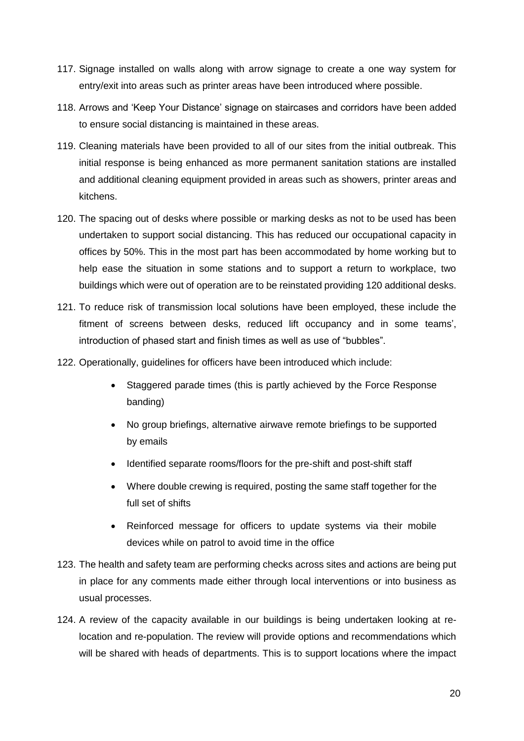117. Signage installed on walls along with arrow signage to create a one way system for entry/exit into areas such as printer areas have been introduced where possible.

118. Arrows and 'Keep Your Distance' signage on staircases and corridors have been added to ensure social distancing is maintained in these areas.

119. Cleaning materials have been provided to all of our sites from the initial outbreak. This initial response is being enhanced as more permanent sanitation stations are installed and additional cleaning equipment provided in areas such as showers, printer areas and kitchens.

120. The spacing out of desks where possible or marking desks as not to be used has been undertaken to support social distancing. This has reduced our occupational capacity in offices by 50%. This in the most part has been accommodated by home working but to help ease the situation in some stations and to support a return to workplace, two buildings which were out of operation are to be reinstated providing 120 additional desks.

121. To reduce risk of transmission local solutions have been employed, these include the fitment of screens between desks, reduced lift occupancy and in some teams', introduction of phased start and finish times as well as use of "bubbles".

122. Operationally, guidelines for officers have been introduced which include:

    - Staggered parade times (this is partly achieved by the Force Response banding)
    - No group briefings, alternative airwave remote briefings to be supported by emails
    - Identified separate rooms/floors for the pre-shift and post-shift staff
    - Where double crewing is required, posting the same staff together for the full set of shifts
    - Reinforced message for officers to update systems via their mobile devices while on patrol to avoid time in the office

123. The health and safety team are performing checks across sites and actions are being put in place for any comments made either through local interventions or into business as usual processes.

124. A review of the capacity available in our buildings is being undertaken looking at re-location and re-population. The review will provide options and recommendations which will be shared with heads of departments. This is to support locations where the impact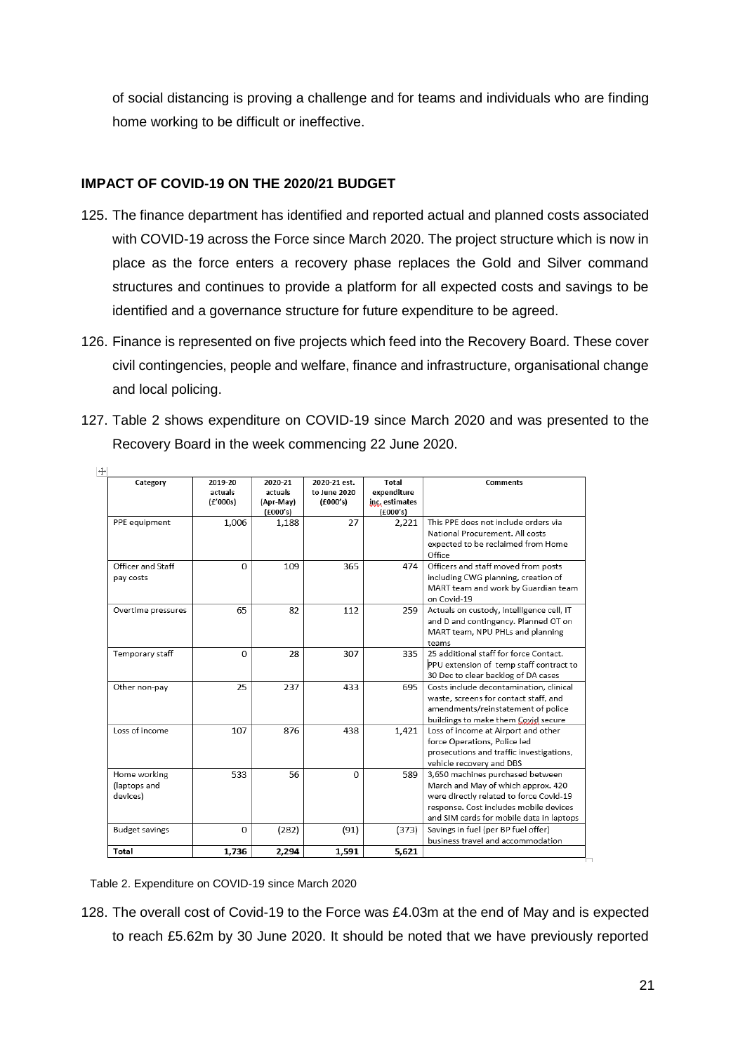of social distancing is proving a challenge and for teams and individuals who are finding home working to be difficult or ineffective.

## IMPACT OF COVID-19 ON THE 2020/21 BUDGET

125. The finance department has identified and reported actual and planned costs associated with COVID-19 across the Force since March 2020. The project structure which is now in place as the force enters a recovery phase replaces the Gold and Silver command structures and continues to provide a platform for all expected costs and savings to be identified and a governance structure for future expenditure to be agreed.

126. Finance is represented on five projects which feed into the Recovery Board. These cover civil contingencies, people and welfare, finance and infrastructure, organisational change and local policing.

127. Table 2 shows expenditure on COVID-19 since March 2020 and was presented to the Recovery Board in the week commencing 22 June 2020.

| Category | 2019-20 actuals (£'000s) | 2020-21 actuals (Apr-May) (£000's) | 2020-21 est. to June 2020 (£000's) | Total expenditure inc. estimates (£000's) | Comments |
|---|---|---|---|---|---|
| PPE equipment | 1,006 | 1,188 | 27 | 2,221 | This PPE does not include orders via National Procurement. All costs expected to be reclaimed from Home Office |
| Officer and Staff pay costs | 0 | 109 | 365 | 474 | Officers and staff moved from posts including CWG planning, creation of MART team and work by Guardian team on Covid-19 |
| Overtime pressures | 65 | 82 | 112 | 259 | Actuals on custody, intelligence cell, IT and D and contingency. Planned OT on MART team, NPU PHLs and planning teams |
| Temporary staff | 0 | 28 | 307 | 335 | 25 additional staff for force Contact. PPU extension of temp staff contract to 30 Dec to clear backlog of DA cases |
| Other non-pay | 25 | 237 | 433 | 695 | Costs include decontamination, clinical waste, screens for contact staff, and amendments/reinstatement of police buildings to make them Covid secure |
| Loss of income | 107 | 876 | 438 | 1,421 | Loss of income at Airport and other force Operations, Police led prosecutions and traffic investigations, vehicle recovery and DBS |
| Home working (laptops and devices) | 533 | 56 | 0 | 589 | 3,650 machines purchased between March and May of which approx. 420 were directly related to force Covid-19 response. Cost includes mobile devices and SIM cards for mobile data in laptops |
| Budget savings | 0 | (282) | (91) | (373) | Savings in fuel (per BP fuel offer) business travel and accommodation |
| **Total** | **1,736** | **2,294** | **1,591** | **5,621** | |

Table 2. Expenditure on COVID-19 since March 2020

128. The overall cost of Covid-19 to the Force was £4.03m at the end of May and is expected to reach £5.62m by 30 June 2020. It should be noted that we have previously reported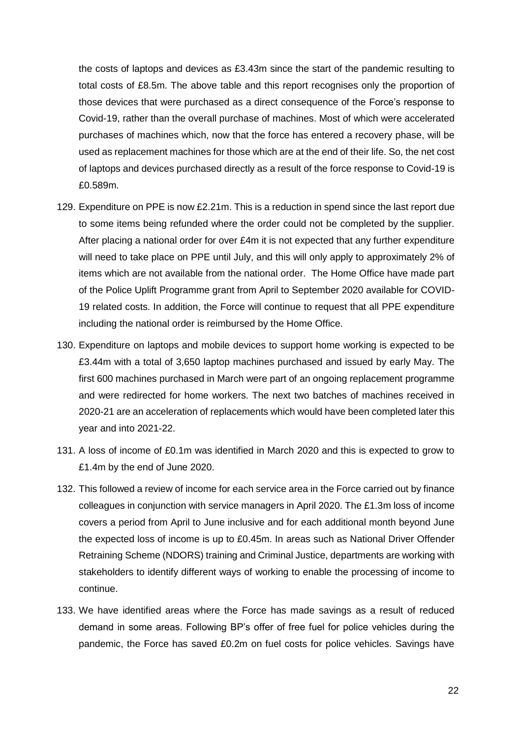the costs of laptops and devices as £3.43m since the start of the pandemic resulting to total costs of £8.5m. The above table and this report recognises only the proportion of those devices that were purchased as a direct consequence of the Force's response to Covid-19, rather than the overall purchase of machines. Most of which were accelerated purchases of machines which, now that the force has entered a recovery phase, will be used as replacement machines for those which are at the end of their life. So, the net cost of laptops and devices purchased directly as a result of the force response to Covid-19 is £0.589m.

129. Expenditure on PPE is now £2.21m. This is a reduction in spend since the last report due to some items being refunded where the order could not be completed by the supplier. After placing a national order for over £4m it is not expected that any further expenditure will need to take place on PPE until July, and this will only apply to approximately 2% of items which are not available from the national order. The Home Office have made part of the Police Uplift Programme grant from April to September 2020 available for COVID-19 related costs. In addition, the Force will continue to request that all PPE expenditure including the national order is reimbursed by the Home Office.

130. Expenditure on laptops and mobile devices to support home working is expected to be £3.44m with a total of 3,650 laptop machines purchased and issued by early May. The first 600 machines purchased in March were part of an ongoing replacement programme and were redirected for home workers. The next two batches of machines received in 2020-21 are an acceleration of replacements which would have been completed later this year and into 2021-22.

131. A loss of income of £0.1m was identified in March 2020 and this is expected to grow to £1.4m by the end of June 2020.

132. This followed a review of income for each service area in the Force carried out by finance colleagues in conjunction with service managers in April 2020. The £1.3m loss of income covers a period from April to June inclusive and for each additional month beyond June the expected loss of income is up to £0.45m. In areas such as National Driver Offender Retraining Scheme (NDORS) training and Criminal Justice, departments are working with stakeholders to identify different ways of working to enable the processing of income to continue.

133. We have identified areas where the Force has made savings as a result of reduced demand in some areas. Following BP's offer of free fuel for police vehicles during the pandemic, the Force has saved £0.2m on fuel costs for police vehicles. Savings have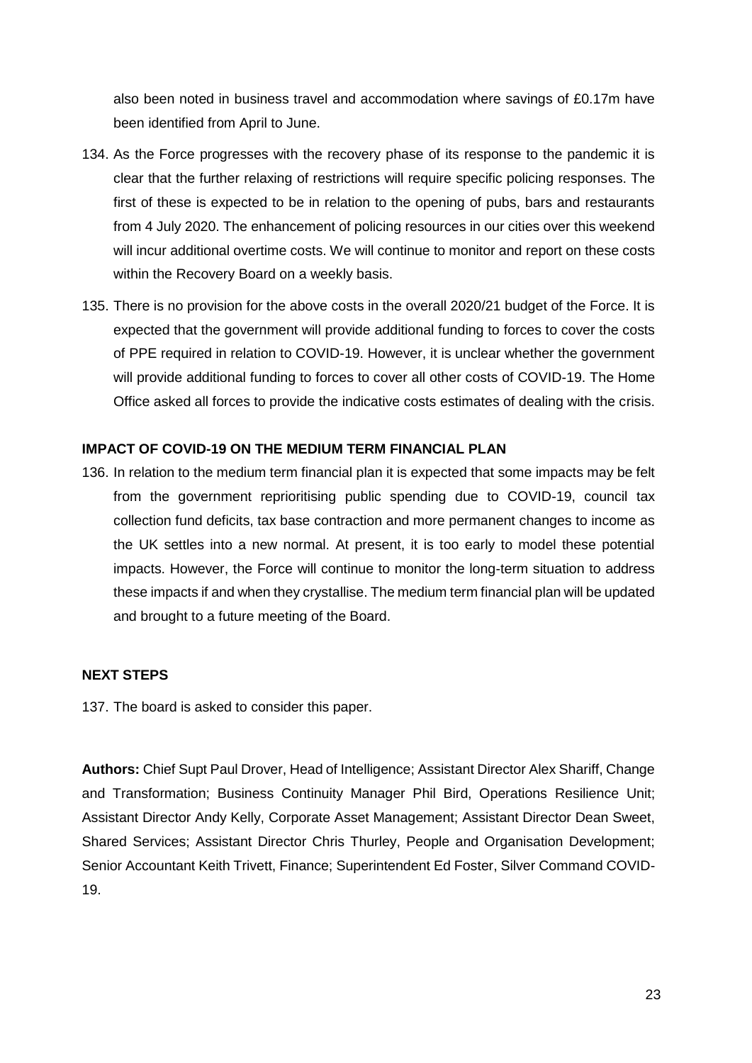also been noted in business travel and accommodation where savings of £0.17m have been identified from April to June.

134. As the Force progresses with the recovery phase of its response to the pandemic it is clear that the further relaxing of restrictions will require specific policing responses. The first of these is expected to be in relation to the opening of pubs, bars and restaurants from 4 July 2020. The enhancement of policing resources in our cities over this weekend will incur additional overtime costs. We will continue to monitor and report on these costs within the Recovery Board on a weekly basis.

135. There is no provision for the above costs in the overall 2020/21 budget of the Force. It is expected that the government will provide additional funding to forces to cover the costs of PPE required in relation to COVID-19. However, it is unclear whether the government will provide additional funding to forces to cover all other costs of COVID-19. The Home Office asked all forces to provide the indicative costs estimates of dealing with the crisis.

**IMPACT OF COVID-19 ON THE MEDIUM TERM FINANCIAL PLAN**

136. In relation to the medium term financial plan it is expected that some impacts may be felt from the government reprioritising public spending due to COVID-19, council tax collection fund deficits, tax base contraction and more permanent changes to income as the UK settles into a new normal. At present, it is too early to model these potential impacts. However, the Force will continue to monitor the long-term situation to address these impacts if and when they crystallise. The medium term financial plan will be updated and brought to a future meeting of the Board.

**NEXT STEPS**

137. The board is asked to consider this paper.

**Authors:** Chief Supt Paul Drover, Head of Intelligence; Assistant Director Alex Shariff, Change and Transformation; Business Continuity Manager Phil Bird, Operations Resilience Unit; Assistant Director Andy Kelly, Corporate Asset Management; Assistant Director Dean Sweet, Shared Services; Assistant Director Chris Thurley, People and Organisation Development; Senior Accountant Keith Trivett, Finance; Superintendent Ed Foster, Silver Command COVID-19.